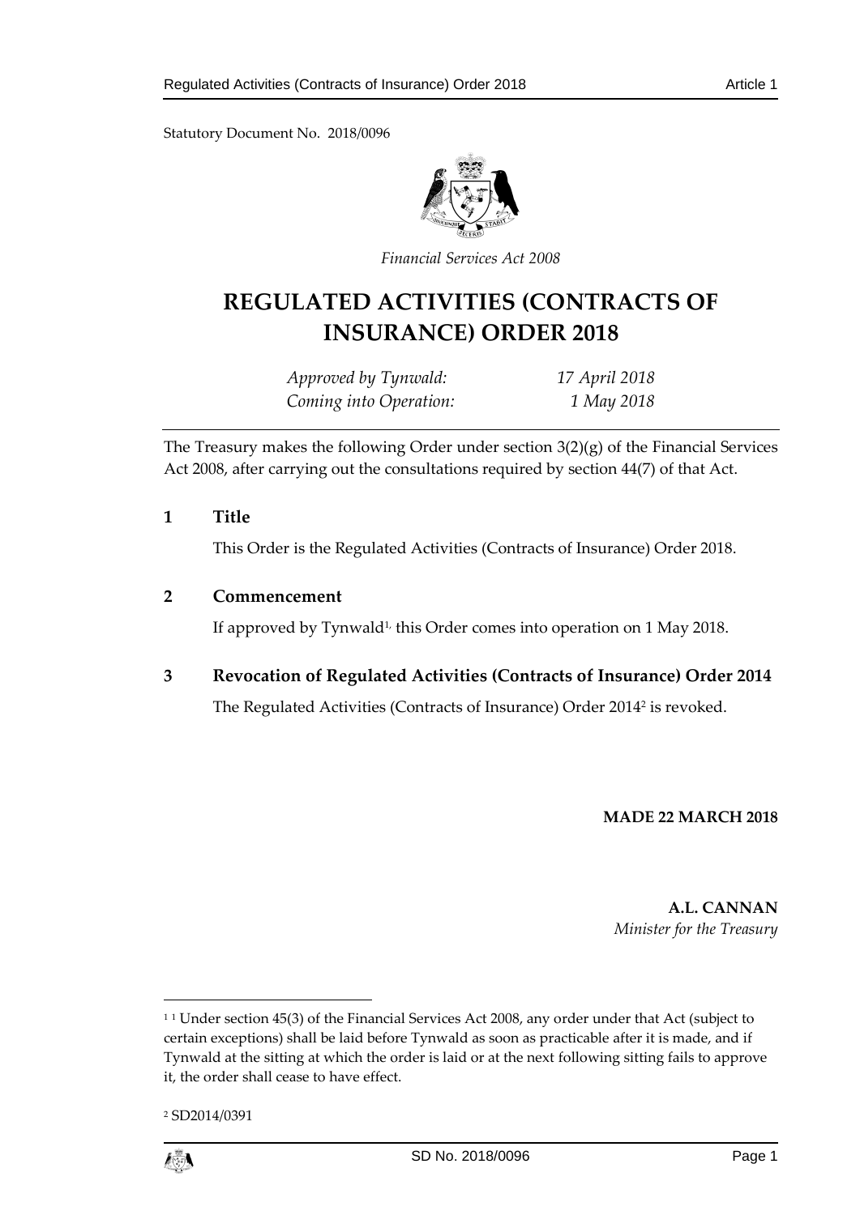Statutory Document No. 2018/0096

*Financial Services Act 2008*

# REGULATED ACTIVITIES (CONTRACTS OF INSURANCE) ORDER 2018

*Approved by Tynwald:* *17 April 2018*
*Coming into Operation:* *1 May 2018*

The Treasury makes the following Order under section 3(2)(g) of the Financial Services Act 2008, after carrying out the consultations required by section 44(7) of that Act.

## 1 Title

This Order is the Regulated Activities (Contracts of Insurance) Order 2018.

## 2 Commencement

If approved by Tynwald[1], this Order comes into operation on 1 May 2018.

## 3 Revocation of Regulated Activities (Contracts of Insurance) Order 2014

The Regulated Activities (Contracts of Insurance) Order 2014[2] is revoked.

**MADE 22 MARCH 2018**

**A.L. CANNAN**
*Minister for the Treasury*

---

[1] 1 Under section 45(3) of the Financial Services Act 2008, any order under that Act (subject to certain exceptions) shall be laid before Tynwald as soon as practicable after it is made, and if Tynwald at the sitting at which the order is laid or at the next following sitting fails to approve it, the order shall cease to have effect.

[2] SD2014/0391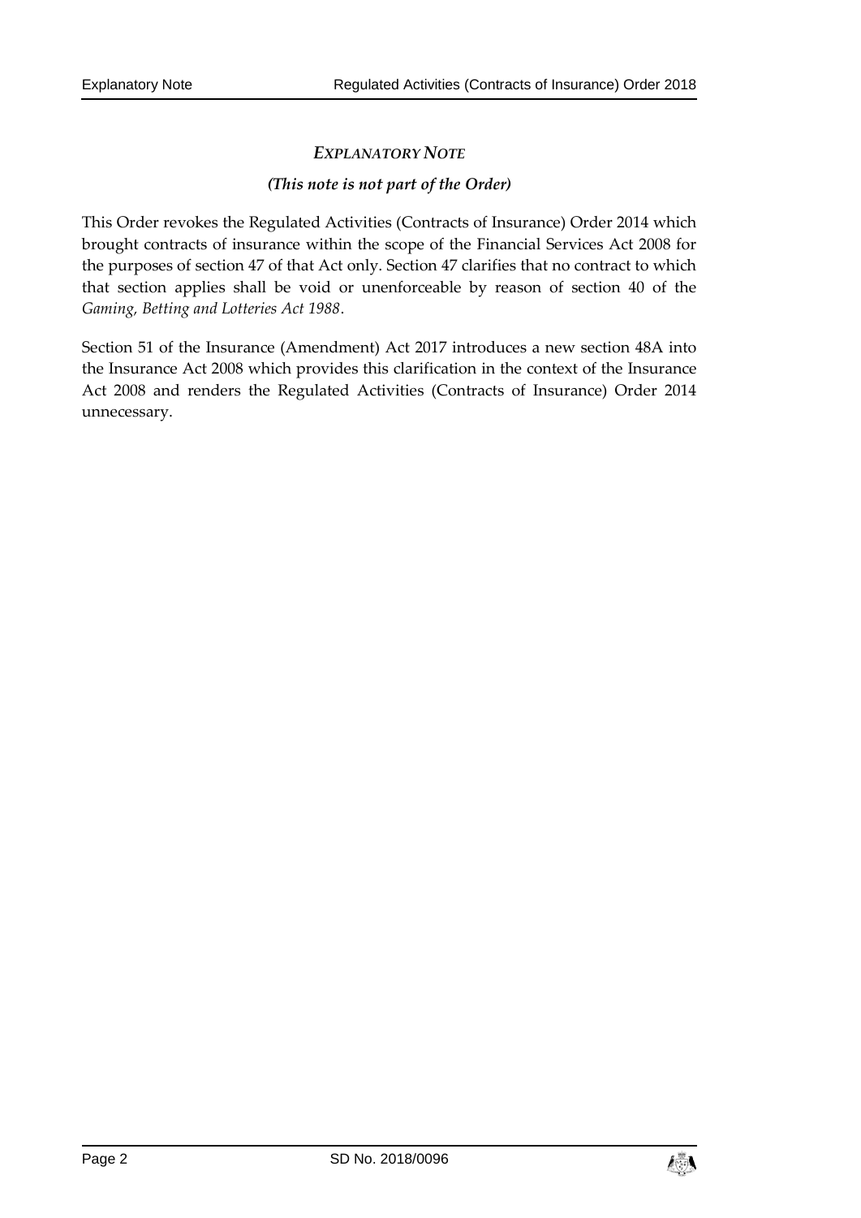## *EXPLANATORY NOTE*

***(This note is not part of the Order)***

This Order revokes the Regulated Activities (Contracts of Insurance) Order 2014 which brought contracts of insurance within the scope of the Financial Services Act 2008 for the purposes of section 47 of that Act only. Section 47 clarifies that no contract to which that section applies shall be void or unenforceable by reason of section 40 of the *Gaming, Betting and Lotteries Act 1988*.

Section 51 of the Insurance (Amendment) Act 2017 introduces a new section 48A into the Insurance Act 2008 which provides this clarification in the context of the Insurance Act 2008 and renders the Regulated Activities (Contracts of Insurance) Order 2014 unnecessary.